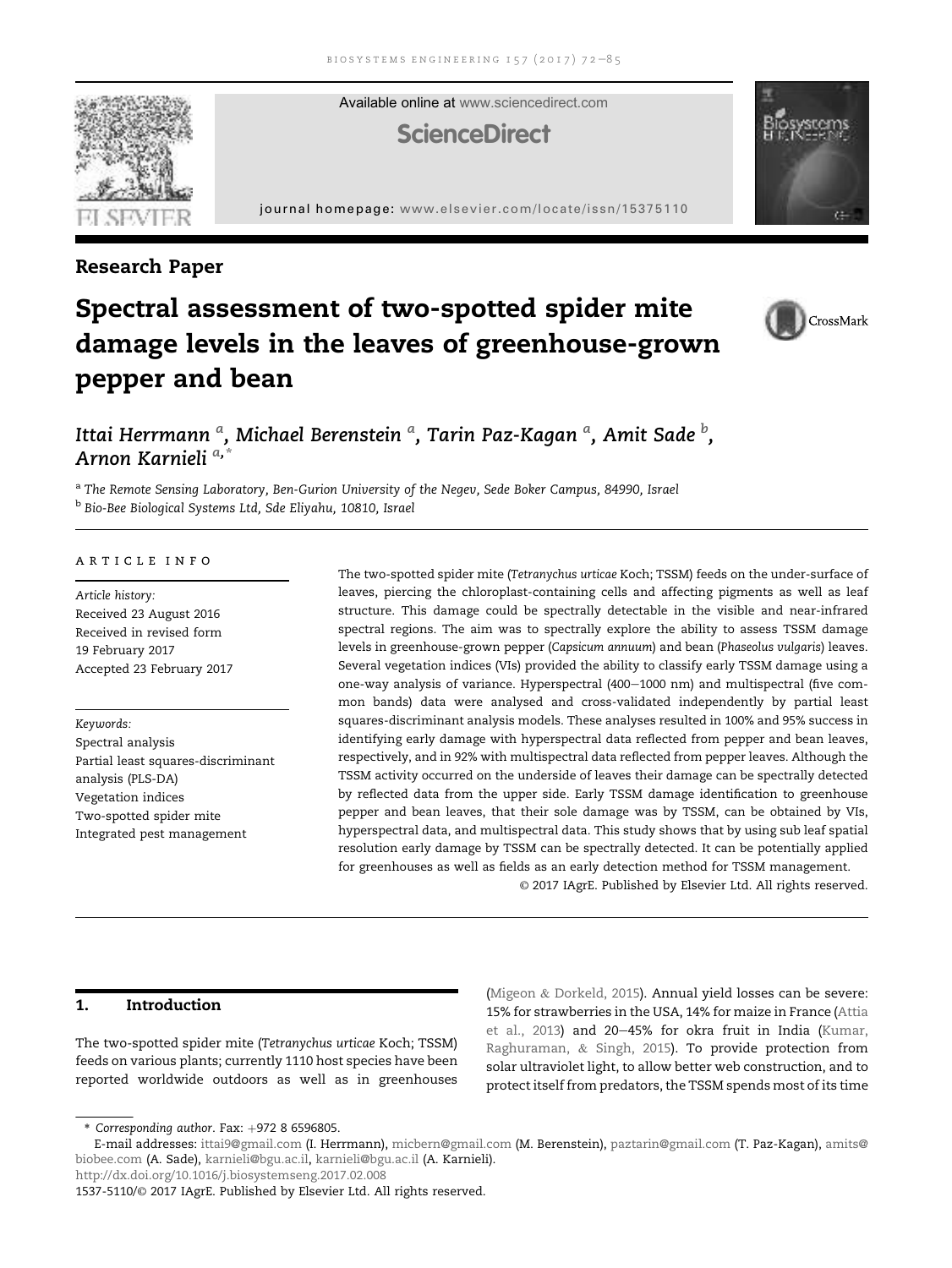Research Paper

# Spectral assessment of two-spotted spider mite damage levels in the leaves of greenhouse-grown pepper and bean

*Ittai Herrmann* [a], *Michael Berenstein* [a], *Tarin Paz-Kagan* [a], *Amit Sade* [b], *Arnon Karnieli* [a,*]

[a] *The Remote Sensing Laboratory, Ben-Gurion University of the Negev, Sede Boker Campus, 84990, Israel*

[b] *Bio-Bee Biological Systems Ltd, Sde Eliyahu, 10810, Israel*

ARTICLE INFO

*Article history:*
Received 23 August 2016
Received in revised form
19 February 2017
Accepted 23 February 2017

*Keywords:*
Spectral analysis
Partial least squares-discriminant analysis (PLS-DA)
Vegetation indices
Two-spotted spider mite
Integrated pest management

The two-spotted spider mite (*Tetranychus urticae* Koch; TSSM) feeds on the under-surface of leaves, piercing the chloroplast-containing cells and affecting pigments as well as leaf structure. This damage could be spectrally detectable in the visible and near-infrared spectral regions. The aim was to spectrally explore the ability to assess TSSM damage levels in greenhouse-grown pepper (*Capsicum annuum*) and bean (*Phaseolus vulgaris*) leaves. Several vegetation indices (VIs) provided the ability to classify early TSSM damage using a one-way analysis of variance. Hyperspectral (400–1000 nm) and multispectral (five common bands) data were analysed and cross-validated independently by partial least squares-discriminant analysis models. These analyses resulted in 100% and 95% success in identifying early damage with hyperspectral data reflected from pepper and bean leaves, respectively, and in 92% with multispectral data reflected from pepper leaves. Although the TSSM activity occurred on the underside of leaves their damage can be spectrally detected by reflected data from the upper side. Early TSSM damage identification to greenhouse pepper and bean leaves, that their sole damage was by TSSM, can be obtained by VIs, hyperspectral data, and multispectral data. This study shows that by using sub leaf spatial resolution early damage by TSSM can be spectrally detected. It can be potentially applied for greenhouses as well as fields as an early detection method for TSSM management.

© 2017 IAgrE. Published by Elsevier Ltd. All rights reserved.

## 1. Introduction

The two-spotted spider mite (*Tetranychus urticae* Koch; TSSM) feeds on various plants; currently 1110 host species have been reported worldwide outdoors as well as in greenhouses (Migeon & Dorkeld, 2015). Annual yield losses can be severe: 15% for strawberries in the USA, 14% for maize in France (Attia et al., 2013) and 20–45% for okra fruit in India (Kumar, Raghuraman, & Singh, 2015). To provide protection from solar ultraviolet light, to allow better web construction, and to protect itself from predators, the TSSM spends most of its time

\* *Corresponding author*. Fax: +972 8 6596805.
E-mail addresses: ittai9@gmail.com (I. Herrmann), micbern@gmail.com (M. Berenstein), paztarin@gmail.com (T. Paz-Kagan), amits@biobee.com (A. Sade), karnieli@bgu.ac.il, karnieli@bgu.ac.il (A. Karnieli).
http://dx.doi.org/10.1016/j.biosystemseng.2017.02.008
1537-5110/© 2017 IAgrE. Published by Elsevier Ltd. All rights reserved.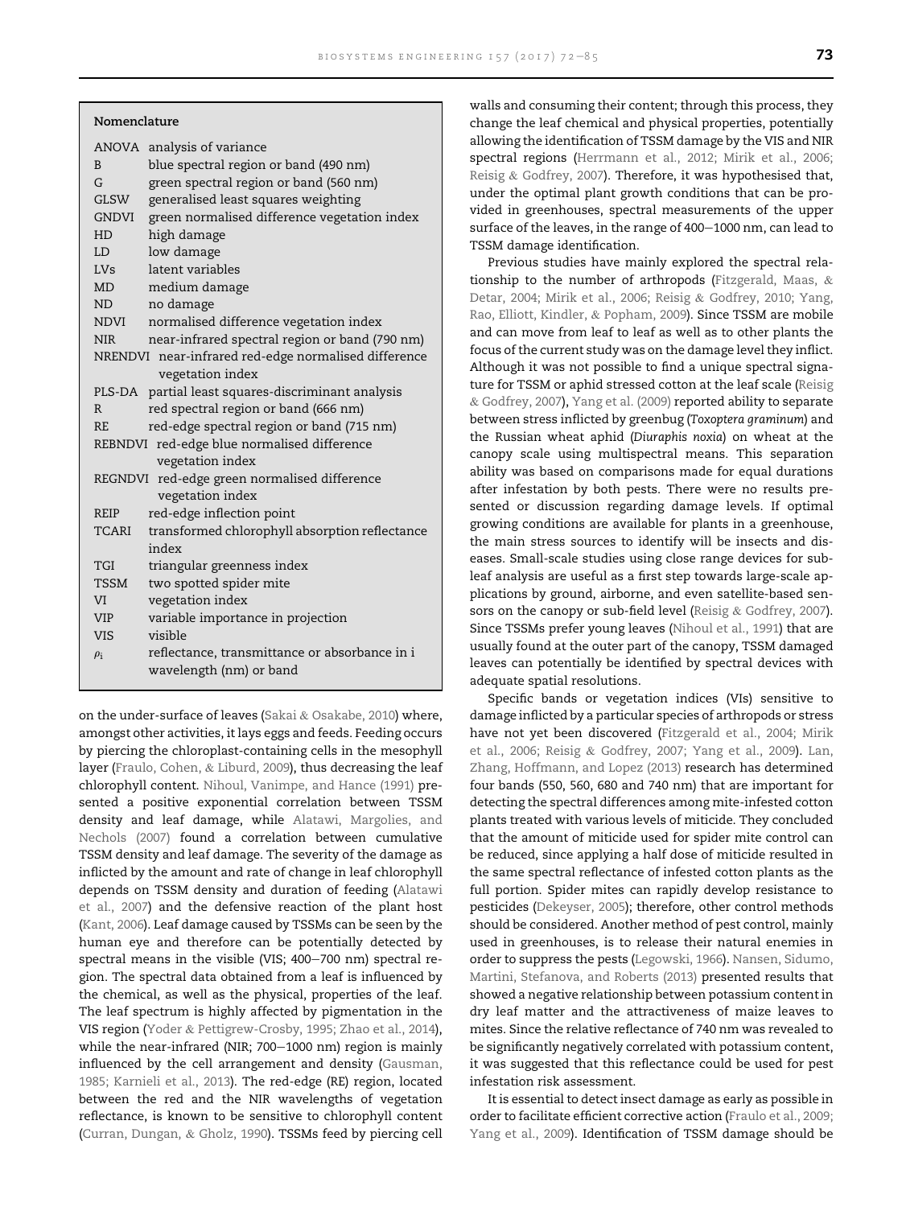## Nomenclature

| | |
|---|---|
| ANOVA | analysis of variance |
| B | blue spectral region or band (490 nm) |
| G | green spectral region or band (560 nm) |
| GLSW | generalised least squares weighting |
| GNDVI | green normalised difference vegetation index |
| HD | high damage |
| LD | low damage |
| LVs | latent variables |
| MD | medium damage |
| ND | no damage |
| NDVI | normalised difference vegetation index |
| NIR | near-infrared spectral region or band (790 nm) |
| NRENDVI | near-infrared red-edge normalised difference vegetation index |
| PLS-DA | partial least squares-discriminant analysis |
| R | red spectral region or band (666 nm) |
| RE | red-edge spectral region or band (715 nm) |
| REBNDVI | red-edge blue normalised difference vegetation index |
| REGNDVI | red-edge green normalised difference vegetation index |
| REIP | red-edge inflection point |
| TCARI | transformed chlorophyll absorption reflectance index |
| TGI | triangular greenness index |
| TSSM | two spotted spider mite |
| VI | vegetation index |
| VIP | variable importance in projection |
| VIS | visible |
| $\rho_i$ | reflectance, transmittance or absorbance in i wavelength (nm) or band |

on the under-surface of leaves (Sakai & Osakabe, 2010) where, amongst other activities, it lays eggs and feeds. Feeding occurs by piercing the chloroplast-containing cells in the mesophyll layer (Fraulo, Cohen, & Liburd, 2009), thus decreasing the leaf chlorophyll content. Nihoul, Vanimpe, and Hance (1991) presented a positive exponential correlation between TSSM density and leaf damage, while Alatawi, Margolies, and Nechols (2007) found a correlation between cumulative TSSM density and leaf damage. The severity of the damage as inflicted by the amount and rate of change in leaf chlorophyll depends on TSSM density and duration of feeding (Alatawi et al., 2007) and the defensive reaction of the plant host (Kant, 2006). Leaf damage caused by TSSMs can be seen by the human eye and therefore can be potentially detected by spectral means in the visible (VIS; 400–700 nm) spectral region. The spectral data obtained from a leaf is influenced by the chemical, as well as the physical, properties of the leaf. The leaf spectrum is highly affected by pigmentation in the VIS region (Yoder & Pettigrew-Crosby, 1995; Zhao et al., 2014), while the near-infrared (NIR; 700–1000 nm) region is mainly influenced by the cell arrangement and density (Gausman, 1985; Karnieli et al., 2013). The red-edge (RE) region, located between the red and the NIR wavelengths of vegetation reflectance, is known to be sensitive to chlorophyll content (Curran, Dungan, & Gholz, 1990). TSSMs feed by piercing cell walls and consuming their content; through this process, they change the leaf chemical and physical properties, potentially allowing the identification of TSSM damage by the VIS and NIR spectral regions (Herrmann et al., 2012; Mirik et al., 2006; Reisig & Godfrey, 2007). Therefore, it was hypothesised that, under the optimal plant growth conditions that can be provided in greenhouses, spectral measurements of the upper surface of the leaves, in the range of 400–1000 nm, can lead to TSSM damage identification.

Previous studies have mainly explored the spectral relationship to the number of arthropods (Fitzgerald, Maas, & Detar, 2004; Mirik et al., 2006; Reisig & Godfrey, 2010; Yang, Rao, Elliott, Kindler, & Popham, 2009). Since TSSM are mobile and can move from leaf to leaf as well as to other plants the focus of the current study was on the damage level they inflict. Although it was not possible to find a unique spectral signature for TSSM or aphid stressed cotton at the leaf scale (Reisig & Godfrey, 2007), Yang et al. (2009) reported ability to separate between stress inflicted by greenbug (*Toxoptera graminum*) and the Russian wheat aphid (*Diuraphis noxia*) on wheat at the canopy scale using multispectral means. This separation ability was based on comparisons made for equal durations after infestation by both pests. There were no results presented or discussion regarding damage levels. If optimal growing conditions are available for plants in a greenhouse, the main stress sources to identify will be insects and diseases. Small-scale studies using close range devices for sub-leaf analysis are useful as a first step towards large-scale applications by ground, airborne, and even satellite-based sensors on the canopy or sub-field level (Reisig & Godfrey, 2007). Since TSSMs prefer young leaves (Nihoul et al., 1991) that are usually found at the outer part of the canopy, TSSM damaged leaves can potentially be identified by spectral devices with adequate spatial resolutions.

Specific bands or vegetation indices (VIs) sensitive to damage inflicted by a particular species of arthropods or stress have not yet been discovered (Fitzgerald et al., 2004; Mirik et al., 2006; Reisig & Godfrey, 2007; Yang et al., 2009). Lan, Zhang, Hoffmann, and Lopez (2013) research has determined four bands (550, 560, 680 and 740 nm) that are important for detecting the spectral differences among mite-infested cotton plants treated with various levels of miticide. They concluded that the amount of miticide used for spider mite control can be reduced, since applying a half dose of miticide resulted in the same spectral reflectance of infested cotton plants as the full portion. Spider mites can rapidly develop resistance to pesticides (Dekeyser, 2005); therefore, other control methods should be considered. Another method of pest control, mainly used in greenhouses, is to release their natural enemies in order to suppress the pests (Legowski, 1966). Nansen, Sidumo, Martini, Stefanova, and Roberts (2013) presented results that showed a negative relationship between potassium content in dry leaf matter and the attractiveness of maize leaves to mites. Since the relative reflectance of 740 nm was revealed to be significantly negatively correlated with potassium content, it was suggested that this reflectance could be used for pest infestation risk assessment.

It is essential to detect insect damage as early as possible in order to facilitate efficient corrective action (Fraulo et al., 2009; Yang et al., 2009). Identification of TSSM damage should be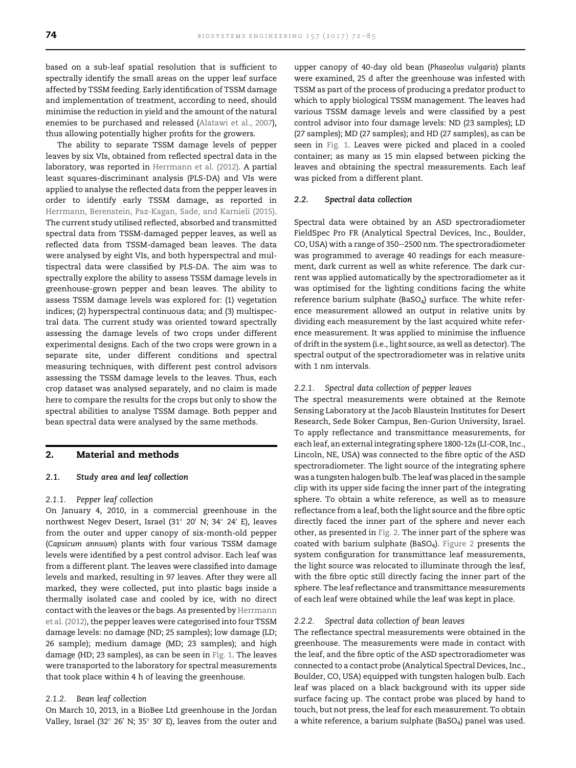based on a sub-leaf spatial resolution that is sufficient to spectrally identify the small areas on the upper leaf surface affected by TSSM feeding. Early identification of TSSM damage and implementation of treatment, according to need, should minimise the reduction in yield and the amount of the natural enemies to be purchased and released (Alatawi et al., 2007), thus allowing potentially higher profits for the growers.

The ability to separate TSSM damage levels of pepper leaves by six VIs, obtained from reflected spectral data in the laboratory, was reported in Herrmann et al. (2012). A partial least squares-discriminant analysis (PLS-DA) and VIs were applied to analyse the reflected data from the pepper leaves in order to identify early TSSM damage, as reported in Herrmann, Berenstein, Paz-Kagan, Sade, and Karnieli (2015). The current study utilised reflected, absorbed and transmitted spectral data from TSSM-damaged pepper leaves, as well as reflected data from TSSM-damaged bean leaves. The data were analysed by eight VIs, and both hyperspectral and multispectral data were classified by PLS-DA. The aim was to spectrally explore the ability to assess TSSM damage levels in greenhouse-grown pepper and bean leaves. The ability to assess TSSM damage levels was explored for: (1) vegetation indices; (2) hyperspectral continuous data; and (3) multispectral data. The current study was oriented toward spectrally assessing the damage levels of two crops under different experimental designs. Each of the two crops were grown in a separate site, under different conditions and spectral measuring techniques, with different pest control advisors assessing the TSSM damage levels to the leaves. Thus, each crop dataset was analysed separately, and no claim is made here to compare the results for the crops but only to show the spectral abilities to analyse TSSM damage. Both pepper and bean spectral data were analysed by the same methods.

## 2. Material and methods

### 2.1. Study area and leaf collection

#### 2.1.1. Pepper leaf collection

On January 4, 2010, in a commercial greenhouse in the northwest Negev Desert, Israel (31° 20′ N; 34° 24′ E), leaves from the outer and upper canopy of six-month-old pepper (*Capsicum annuum*) plants with four various TSSM damage levels were identified by a pest control advisor. Each leaf was from a different plant. The leaves were classified into damage levels and marked, resulting in 97 leaves. After they were all marked, they were collected, put into plastic bags inside a thermally isolated case and cooled by ice, with no direct contact with the leaves or the bags. As presented by Herrmann et al. (2012), the pepper leaves were categorised into four TSSM damage levels: no damage (ND; 25 samples); low damage (LD; 26 sample); medium damage (MD; 23 samples); and high damage (HD; 23 samples), as can be seen in Fig. 1. The leaves were transported to the laboratory for spectral measurements that took place within 4 h of leaving the greenhouse.

#### 2.1.2. Bean leaf collection

On March 10, 2013, in a BioBee Ltd greenhouse in the Jordan Valley, Israel (32° 26′ N; 35° 30′ E), leaves from the outer and upper canopy of 40-day old bean (*Phaseolus vulgaris*) plants were examined, 25 d after the greenhouse was infested with TSSM as part of the process of producing a predator product to which to apply biological TSSM management. The leaves had various TSSM damage levels and were classified by a pest control advisor into four damage levels: ND (23 samples); LD (27 samples); MD (27 samples); and HD (27 samples), as can be seen in Fig. 1. Leaves were picked and placed in a cooled container; as many as 15 min elapsed between picking the leaves and obtaining the spectral measurements. Each leaf was picked from a different plant.

### 2.2. Spectral data collection

Spectral data were obtained by an ASD spectroradiometer FieldSpec Pro FR (Analytical Spectral Devices, Inc., Boulder, CO, USA) with a range of 350–2500 nm. The spectroradiometer was programmed to average 40 readings for each measurement, dark current as well as white reference. The dark current was applied automatically by the spectroradiometer as it was optimised for the lighting conditions facing the white reference barium sulphate ($BaSO_4$) surface. The white reference measurement allowed an output in relative units by dividing each measurement by the last acquired white reference measurement. It was applied to minimise the influence of drift in the system (i.e., light source, as well as detector). The spectral output of the spectroradiometer was in relative units with 1 nm intervals.

#### 2.2.1. Spectral data collection of pepper leaves

The spectral measurements were obtained at the Remote Sensing Laboratory at the Jacob Blaustein Institutes for Desert Research, Sede Boker Campus, Ben-Gurion University, Israel. To apply reflectance and transmittance measurements, for each leaf, an external integrating sphere 1800-12s (LI-COR, Inc., Lincoln, NE, USA) was connected to the fibre optic of the ASD spectroradiometer. The light source of the integrating sphere was a tungsten halogen bulb. The leaf was placed in the sample clip with its upper side facing the inner part of the integrating sphere. To obtain a white reference, as well as to measure reflectance from a leaf, both the light source and the fibre optic directly faced the inner part of the sphere and never each other, as presented in Fig. 2. The inner part of the sphere was coated with barium sulphate ($BaSO_4$). Figure 2 presents the system configuration for transmittance leaf measurements, the light source was relocated to illuminate through the leaf, with the fibre optic still directly facing the inner part of the sphere. The leaf reflectance and transmittance measurements of each leaf were obtained while the leaf was kept in place.

#### 2.2.2. Spectral data collection of bean leaves

The reflectance spectral measurements were obtained in the greenhouse. The measurements were made in contact with the leaf, and the fibre optic of the ASD spectroradiometer was connected to a contact probe (Analytical Spectral Devices, Inc., Boulder, CO, USA) equipped with tungsten halogen bulb. Each leaf was placed on a black background with its upper side surface facing up. The contact probe was placed by hand to touch, but not press, the leaf for each measurement. To obtain a white reference, a barium sulphate ($BaSO_4$) panel was used.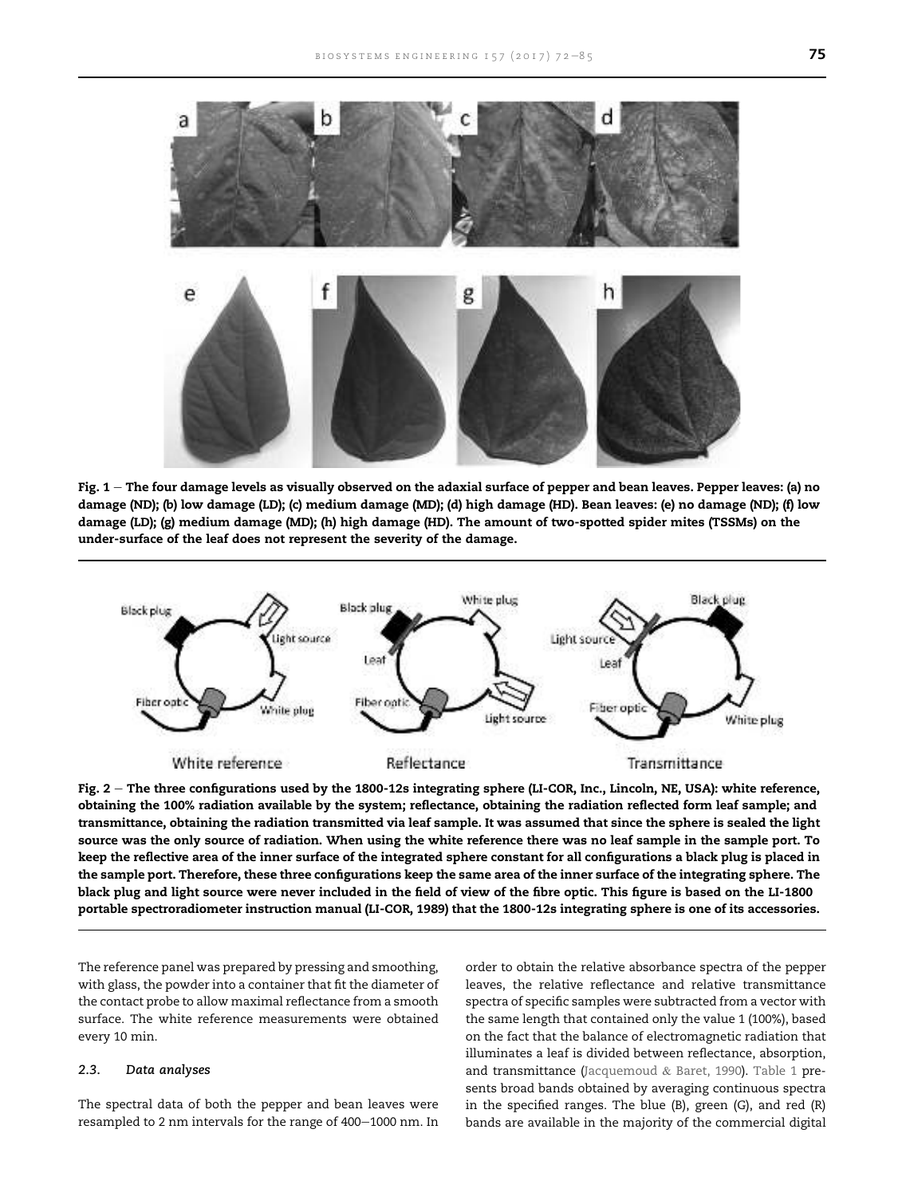Fig. 1 — The four damage levels as visually observed on the adaxial surface of pepper and bean leaves. Pepper leaves: (a) no damage (ND); (b) low damage (LD); (c) medium damage (MD); (d) high damage (HD). Bean leaves: (e) no damage (ND); (f) low damage (LD); (g) medium damage (MD); (h) high damage (HD). The amount of two-spotted spider mites (TSSMs) on the under-surface of the leaf does not represent the severity of the damage.

Fig. 2 — The three configurations used by the 1800-12s integrating sphere (LI-COR, Inc., Lincoln, NE, USA): white reference, obtaining the 100% radiation available by the system; reflectance, obtaining the radiation reflected form leaf sample; and transmittance, obtaining the radiation transmitted via leaf sample. It was assumed that since the sphere is sealed the light source was the only source of radiation. When using the white reference there was no leaf sample in the sample port. To keep the reflective area of the inner surface of the integrated sphere constant for all configurations a black plug is placed in the sample port. Therefore, these three configurations keep the same area of the inner surface of the integrating sphere. The black plug and light source were never included in the field of view of the fibre optic. This figure is based on the LI-1800 portable spectroradiometer instruction manual (LI-COR, 1989) that the 1800-12s integrating sphere is one of its accessories.

The reference panel was prepared by pressing and smoothing, with glass, the powder into a container that fit the diameter of the contact probe to allow maximal reflectance from a smooth surface. The white reference measurements were obtained every 10 min.

### 2.3. Data analyses

The spectral data of both the pepper and bean leaves were resampled to 2 nm intervals for the range of 400–1000 nm. In order to obtain the relative absorbance spectra of the pepper leaves, the relative reflectance and relative transmittance spectra of specific samples were subtracted from a vector with the same length that contained only the value 1 (100%), based on the fact that the balance of electromagnetic radiation that illuminates a leaf is divided between reflectance, absorption, and transmittance (Jacquemoud & Baret, 1990). Table 1 presents broad bands obtained by averaging continuous spectra in the specified ranges. The blue (B), green (G), and red (R) bands are available in the majority of the commercial digital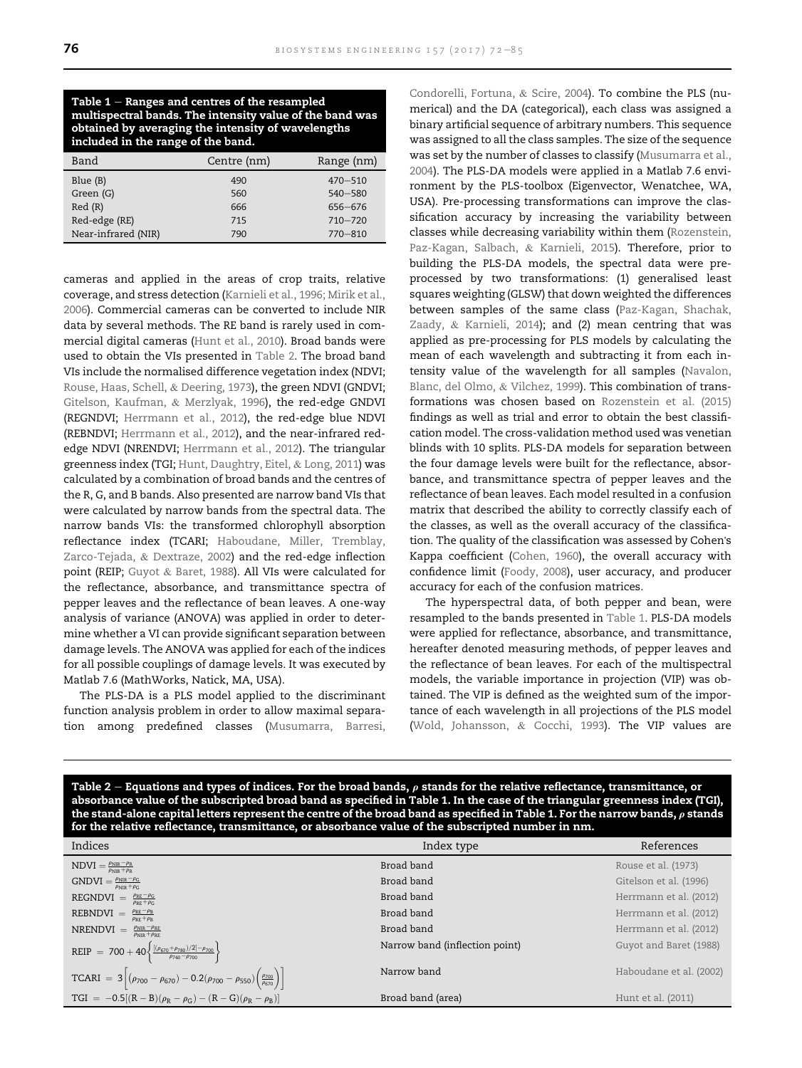Table 1 – Ranges and centres of the resampled multispectral bands. The intensity value of the band was obtained by averaging the intensity of wavelengths included in the range of the band.

| Band | Centre (nm) | Range (nm) |
|---|---|---|
| Blue (B) | 490 | 470–510 |
| Green (G) | 560 | 540–580 |
| Red (R) | 666 | 656–676 |
| Red-edge (RE) | 715 | 710–720 |
| Near-infrared (NIR) | 790 | 770–810 |

cameras and applied in the areas of crop traits, relative coverage, and stress detection (Karnieli et al., 1996; Mirik et al., 2006). Commercial cameras can be converted to include NIR data by several methods. The RE band is rarely used in commercial digital cameras (Hunt et al., 2010). Broad bands were used to obtain the VIs presented in Table 2. The broad band VIs include the normalised difference vegetation index (NDVI; Rouse, Haas, Schell, & Deering, 1973), the green NDVI (GNDVI; Gitelson, Kaufman, & Merzlyak, 1996), the red-edge GNDVI (REGNDVI; Herrmann et al., 2012), the red-edge blue NDVI (REBNDVI; Herrmann et al., 2012), and the near-infrared red-edge NDVI (NRENDVI; Herrmann et al., 2012). The triangular greenness index (TGI; Hunt, Daughtry, Eitel, & Long, 2011) was calculated by a combination of broad bands and the centres of the R, G, and B bands. Also presented are narrow band VIs that were calculated by narrow bands from the spectral data. The narrow bands VIs: the transformed chlorophyll absorption reflectance index (TCARI; Haboudane, Miller, Tremblay, Zarco-Tejada, & Dextraze, 2002) and the red-edge inflection point (REIP; Guyot & Baret, 1988). All VIs were calculated for the reflectance, absorbance, and transmittance spectra of pepper leaves and the reflectance of bean leaves. A one-way analysis of variance (ANOVA) was applied in order to determine whether a VI can provide significant separation between damage levels. The ANOVA was applied for each of the indices for all possible couplings of damage levels. It was executed by Matlab 7.6 (MathWorks, Natick, MA, USA).

The PLS-DA is a PLS model applied to the discriminant function analysis problem in order to allow maximal separation among predefined classes (Musumarra, Barresi, Condorelli, Fortuna, & Scire, 2004). To combine the PLS (numerical) and the DA (categorical), each class was assigned a binary artificial sequence of arbitrary numbers. This sequence was assigned to all the class samples. The size of the sequence was set by the number of classes to classify (Musumarra et al., 2004). The PLS-DA models were applied in a Matlab 7.6 environment by the PLS-toolbox (Eigenvector, Wenatchee, WA, USA). Pre-processing transformations can improve the classification accuracy by increasing the variability between classes while decreasing variability within them (Rozenstein, Paz-Kagan, Salbach, & Karnieli, 2015). Therefore, prior to building the PLS-DA models, the spectral data were pre-processed by two transformations: (1) generalised least squares weighting (GLSW) that down weighted the differences between samples of the same class (Paz-Kagan, Shachak, Zaady, & Karnieli, 2014); and (2) mean centring that was applied as pre-processing for PLS models by calculating the mean of each wavelength and subtracting it from each intensity value of the wavelength for all samples (Navalon, Blanc, del Olmo, & Vilchez, 1999). This combination of transformations was chosen based on Rozenstein et al. (2015) findings as well as trial and error to obtain the best classification model. The cross-validation method used was venetian blinds with 10 splits. PLS-DA models for separation between the four damage levels were built for the reflectance, absorbance, and transmittance spectra of pepper leaves and the reflectance of bean leaves. Each model resulted in a confusion matrix that described the ability to correctly classify each of the classes, as well as the overall accuracy of the classification. The quality of the classification was assessed by Cohen's Kappa coefficient (Cohen, 1960), the overall accuracy with confidence limit (Foody, 2008), user accuracy, and producer accuracy for each of the confusion matrices.

The hyperspectral data, of both pepper and bean, were resampled to the bands presented in Table 1. PLS-DA models were applied for reflectance, absorbance, and transmittance, hereafter denoted measuring methods, of pepper leaves and the reflectance of bean leaves. For each of the multispectral models, the variable importance in projection (VIP) was obtained. The VIP is defined as the weighted sum of the importance of each wavelength in all projections of the PLS model (Wold, Johansson, & Cocchi, 1993). The VIP values are

Table 2 – Equations and types of indices. For the broad bands, $\rho$ stands for the relative reflectance, transmittance, or absorbance value of the subscripted broad band as specified in Table 1. In the case of the triangular greenness index (TGI), the stand-alone capital letters represent the centre of the broad band as specified in Table 1. For the narrow bands, $\rho$ stands for the relative reflectance, transmittance, or absorbance value of the subscripted number in nm.

| Indices | Index type | References |
|---|---|---|
| $\mathrm{NDVI} = \frac{\rho_{NIR} - \rho_{R}}{\rho_{NIR} + \rho_{R}}$ | Broad band | Rouse et al. (1973) |
| $\mathrm{GNDVI} = \frac{\rho_{NIR} - \rho_{G}}{\rho_{NIR} + \rho_{G}}$ | Broad band | Gitelson et al. (1996) |
| $\mathrm{REGNDVI} = \frac{\rho_{RE} - \rho_{G}}{\rho_{RE} + \rho_{G}}$ | Broad band | Herrmann et al. (2012) |
| $\mathrm{REBNDVI} = \frac{\rho_{RE} - \rho_{B}}{\rho_{RE} + \rho_{B}}$ | Broad band | Herrmann et al. (2012) |
| $\mathrm{NRENDVI} = \frac{\rho_{NIR} - \rho_{RE}}{\rho_{NIR} + \rho_{RE}}$ | Broad band | Herrmann et al. (2012) |
| $\mathrm{REIP} = 700 + 40\left\{\frac{[(\rho_{670} + \rho_{780})/2] - \rho_{700}}{\rho_{740} - \rho_{700}}\right\}$ | Narrow band (inflection point) | Guyot and Baret (1988) |
| $\mathrm{TCARI} = 3\left[(\rho_{700} - \rho_{670}) - 0.2(\rho_{700} - \rho_{550})\left(\frac{\rho_{700}}{\rho_{670}}\right)\right]$ | Narrow band | Haboudane et al. (2002) |
| $\mathrm{TGI} = -0.5[(R - B)(\rho_{R} - \rho_{G}) - (R - G)(\rho_{R} - \rho_{B})]$ | Broad band (area) | Hunt et al. (2011) |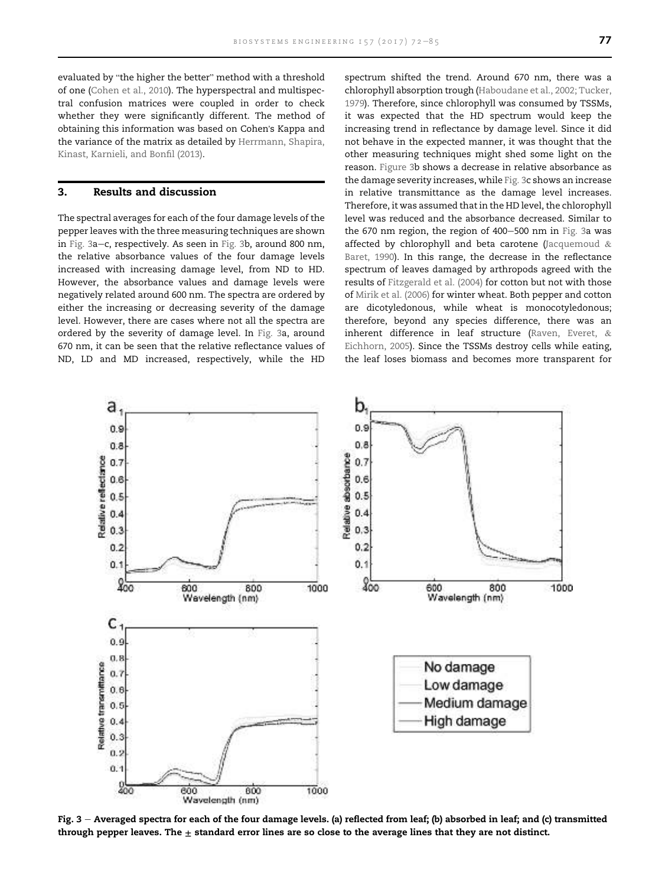evaluated by "the higher the better" method with a threshold of one (Cohen et al., 2010). The hyperspectral and multispectral confusion matrices were coupled in order to check whether they were significantly different. The method of obtaining this information was based on Cohen's Kappa and the variance of the matrix as detailed by Herrmann, Shapira, Kinast, Karnieli, and Bonfil (2013).

## 3. Results and discussion

The spectral averages for each of the four damage levels of the pepper leaves with the three measuring techniques are shown in Fig. 3a–c, respectively. As seen in Fig. 3b, around 800 nm, the relative absorbance values of the four damage levels increased with increasing damage level, from ND to HD. However, the absorbance values and damage levels were negatively related around 600 nm. The spectra are ordered by either the increasing or decreasing severity of the damage level. However, there are cases where not all the spectra are ordered by the severity of damage level. In Fig. 3a, around 670 nm, it can be seen that the relative reflectance values of ND, LD and MD increased, respectively, while the HD spectrum shifted the trend. Around 670 nm, there was a chlorophyll absorption trough (Haboudane et al., 2002; Tucker, 1979). Therefore, since chlorophyll was consumed by TSSMs, it was expected that the HD spectrum would keep the increasing trend in reflectance by damage level. Since it did not behave in the expected manner, it was thought that the other measuring techniques might shed some light on the reason. Figure 3b shows a decrease in relative absorbance as the damage severity increases, while Fig. 3c shows an increase in relative transmittance as the damage level increases. Therefore, it was assumed that in the HD level, the chlorophyll level was reduced and the absorbance decreased. Similar to the 670 nm region, the region of 400–500 nm in Fig. 3a was affected by chlorophyll and beta carotene (Jacquemoud & Baret, 1990). In this range, the decrease in the reflectance spectrum of leaves damaged by arthropods agreed with the results of Fitzgerald et al. (2004) for cotton but not with those of Mirik et al. (2006) for winter wheat. Both pepper and cotton are dicotyledonous, while wheat is monocotyledonous; therefore, beyond any species difference, there was an inherent difference in leaf structure (Raven, Everet, & Eichhorn, 2005). Since the TSSMs destroy cells while eating, the leaf loses biomass and becomes more transparent for

Fig. 3 – Averaged spectra for each of the four damage levels. (a) reflected from leaf; (b) absorbed in leaf; and (c) transmitted through pepper leaves. The ± standard error lines are so close to the average lines that they are not distinct.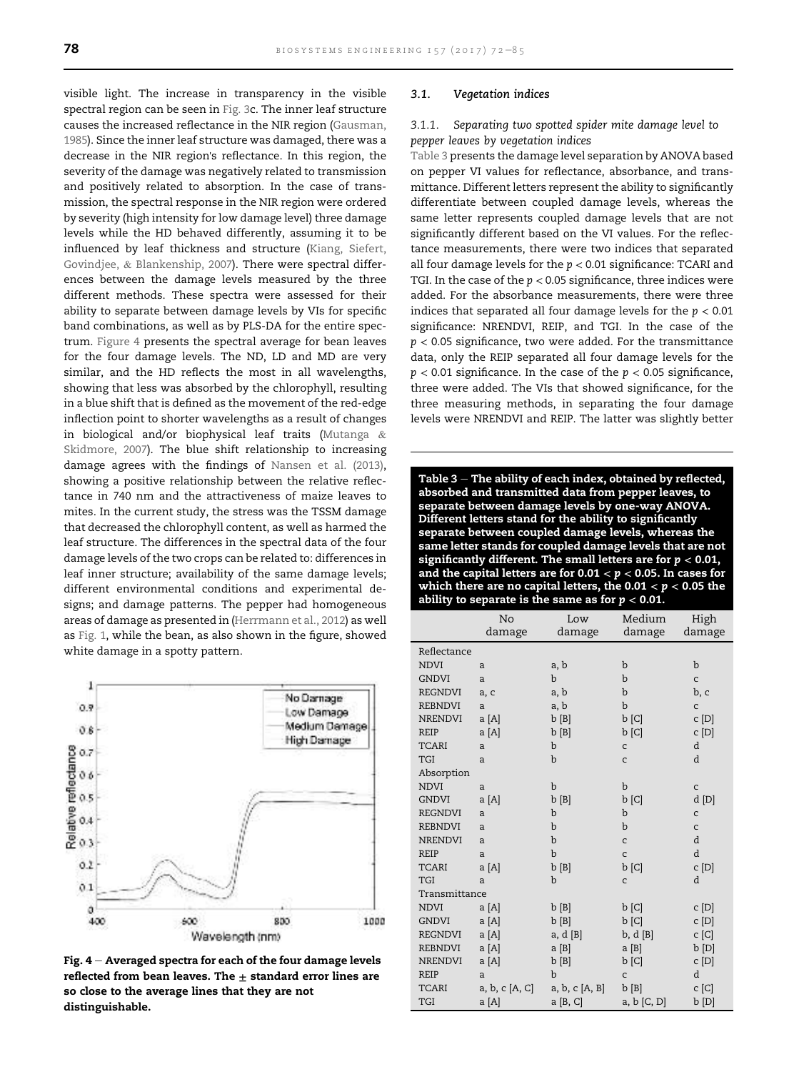visible light. The increase in transparency in the visible spectral region can be seen in Fig. 3c. The inner leaf structure causes the increased reflectance in the NIR region (Gausman, 1985). Since the inner leaf structure was damaged, there was a decrease in the NIR region's reflectance. In this region, the severity of the damage was negatively related to transmission and positively related to absorption. In the case of transmission, the spectral response in the NIR region were ordered by severity (high intensity for low damage level) three damage levels while the HD behaved differently, assuming it to be influenced by leaf thickness and structure (Kiang, Siefert, Govindjee, & Blankenship, 2007). There were spectral differences between the damage levels measured by the three different methods. These spectra were assessed for their ability to separate between damage levels by VIs for specific band combinations, as well as by PLS-DA for the entire spectrum. Figure 4 presents the spectral average for bean leaves for the four damage levels. The ND, LD and MD are very similar, and the HD reflects the most in all wavelengths, showing that less was absorbed by the chlorophyll, resulting in a blue shift that is defined as the movement of the red-edge inflection point to shorter wavelengths as a result of changes in biological and/or biophysical leaf traits (Mutanga & Skidmore, 2007). The blue shift relationship to increasing damage agrees with the findings of Nansen et al. (2013), showing a positive relationship between the relative reflectance in 740 nm and the attractiveness of maize leaves to mites. In the current study, the stress was the TSSM damage that decreased the chlorophyll content, as well as harmed the leaf structure. The differences in the spectral data of the four damage levels of the two crops can be related to: differences in leaf inner structure; availability of the same damage levels; different environmental conditions and experimental designs; and damage patterns. The pepper had homogeneous areas of damage as presented in (Herrmann et al., 2012) as well as Fig. 1, while the bean, as also shown in the figure, showed white damage in a spotty pattern.

**Fig. 4 – Averaged spectra for each of the four damage levels reflected from bean leaves. The ± standard error lines are so close to the average lines that they are not distinguishable.**

### 3.1. Vegetation indices

#### 3.1.1. Separating two spotted spider mite damage level to pepper leaves by vegetation indices

Table 3 presents the damage level separation by ANOVA based on pepper VI values for reflectance, absorbance, and transmittance. Different letters represent the ability to significantly differentiate between coupled damage levels, whereas the same letter represents coupled damage levels that are not significantly different based on the VI values. For the reflectance measurements, there were two indices that separated all four damage levels for the $p < 0.01$ significance: TCARI and TGI. In the case of the $p < 0.05$ significance, three indices were added. For the absorbance measurements, there were three indices that separated all four damage levels for the $p < 0.01$ significance: NRENDVI, REIP, and TGI. In the case of the $p < 0.05$ significance, two were added. For the transmittance data, only the REIP separated all four damage levels for the $p < 0.01$ significance. In the case of the $p < 0.05$ significance, three were added. The VIs that showed significance, for the three measuring methods, in separating the four damage levels were NRENDVI and REIP. The latter was slightly better

**Table 3 – The ability of each index, obtained by reflected, absorbed and transmitted data from pepper leaves, to separate between damage levels by one-way ANOVA. Different letters stand for the ability to significantly separate between coupled damage levels, whereas the same letter stands for coupled damage levels that are not significantly different. The small letters are for $p < 0.01$, and the capital letters are for $0.01 < p < 0.05$. In cases for which there are no capital letters, the $0.01 < p < 0.05$ the ability to separate is the same as for $p < 0.01$.**

| | No damage | Low damage | Medium damage | High damage |
|---|---|---|---|---|
| Reflectance | | | | |
| NDVI | a | a, b | b | b |
| GNDVI | a | b | b | c |
| REGNDVI | a, c | a, b | b | b, c |
| REBNDVI | a | a, b | b | c |
| NRENDVI | a [A] | b [B] | b [C] | c [D] |
| REIP | a [A] | b [B] | b [C] | c [D] |
| TCARI | a | b | c | d |
| TGI | a | b | c | d |
| Absorption | | | | |
| NDVI | a | b | b | c |
| GNDVI | a [A] | b [B] | b [C] | d [D] |
| REGNDVI | a | b | b | c |
| REBNDVI | a | b | b | c |
| NRENDVI | a | b | c | d |
| REIP | a | b | c | d |
| TCARI | a [A] | b [B] | b [C] | c [D] |
| TGI | a | b | c | d |
| Transmittance | | | | |
| NDVI | a [A] | b [B] | b [C] | c [D] |
| GNDVI | a [A] | b [B] | b [C] | c [D] |
| REGNDVI | a [A] | a, d [B] | b, d [B] | c [C] |
| REBNDVI | a [A] | a [B] | a [B] | b [D] |
| NRENDVI | a [A] | b [B] | b [C] | c [D] |
| REIP | a | b | c | d |
| TCARI | a, b, c [A, C] | a, b, c [A, B] | b [B] | c [C] |
| TGI | a [A] | a [B, C] | a, b [C, D] | b [D] |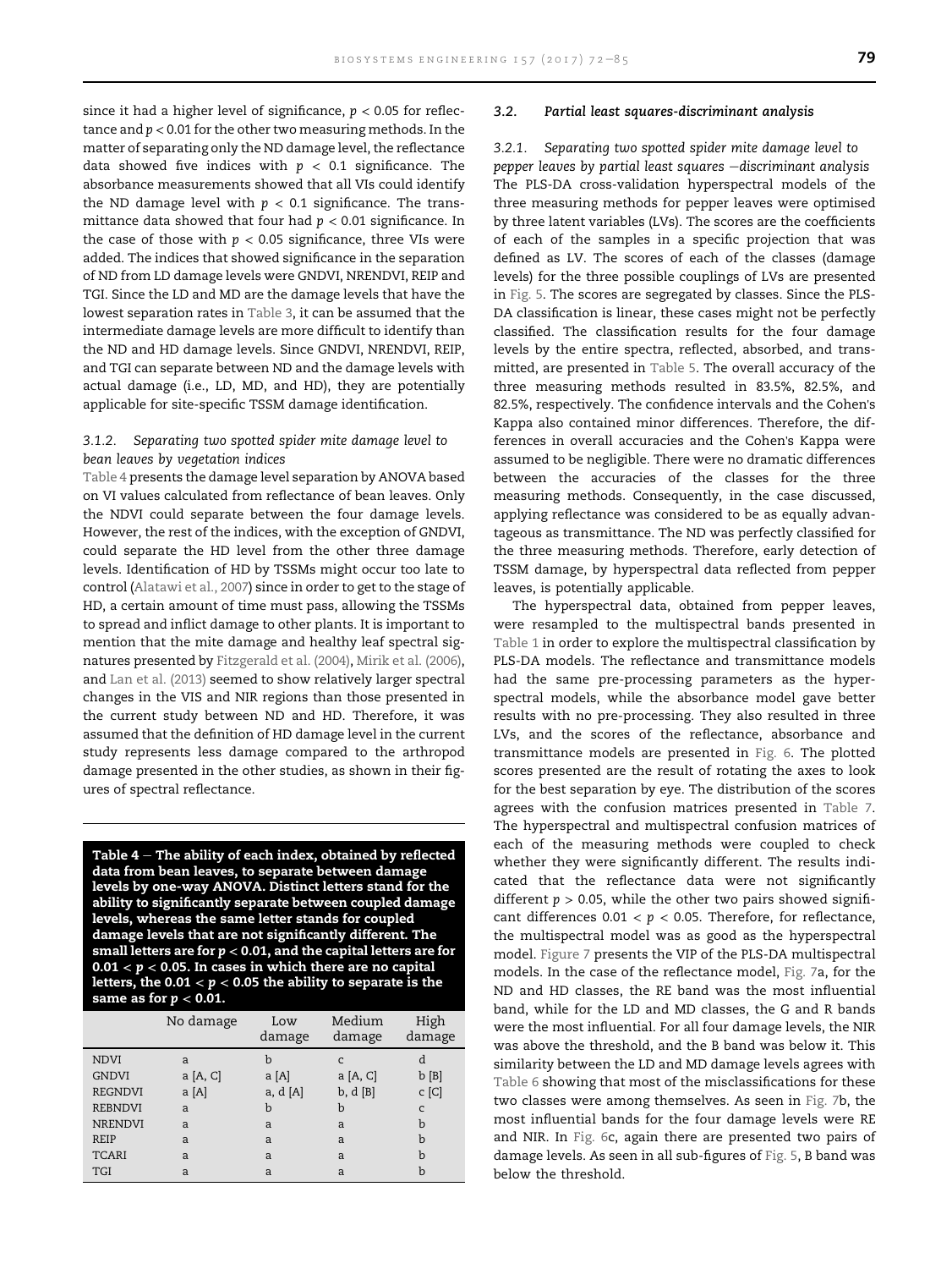since it had a higher level of significance, $p < 0.05$ for reflectance and $p < 0.01$ for the other two measuring methods. In the matter of separating only the ND damage level, the reflectance data showed five indices with $p < 0.1$ significance. The absorbance measurements showed that all VIs could identify the ND damage level with $p < 0.1$ significance. The transmittance data showed that four had $p < 0.01$ significance. In the case of those with $p < 0.05$ significance, three VIs were added. The indices that showed significance in the separation of ND from LD damage levels were GNDVI, NRENDVI, REIP and TGI. Since the LD and MD are the damage levels that have the lowest separation rates in Table 3, it can be assumed that the intermediate damage levels are more difficult to identify than the ND and HD damage levels. Since GNDVI, NRENDVI, REIP, and TGI can separate between ND and the damage levels with actual damage (i.e., LD, MD, and HD), they are potentially applicable for site-specific TSSM damage identification.

#### 3.1.2. Separating two spotted spider mite damage level to bean leaves by vegetation indices

Table 4 presents the damage level separation by ANOVA based on VI values calculated from reflectance of bean leaves. Only the NDVI could separate between the four damage levels. However, the rest of the indices, with the exception of GNDVI, could separate the HD level from the other three damage levels. Identification of HD by TSSMs might occur too late to control (Alatawi et al., 2007) since in order to get to the stage of HD, a certain amount of time must pass, allowing the TSSMs to spread and inflict damage to other plants. It is important to mention that the mite damage and healthy leaf spectral signatures presented by Fitzgerald et al. (2004), Mirik et al. (2006), and Lan et al. (2013) seemed to show relatively larger spectral changes in the VIS and NIR regions than those presented in the current study between ND and HD. Therefore, it was assumed that the definition of HD damage level in the current study represents less damage compared to the arthropod damage presented in the other studies, as shown in their figures of spectral reflectance.

**Table 4 – The ability of each index, obtained by reflected data from bean leaves, to separate between damage levels by one-way ANOVA. Distinct letters stand for the ability to significantly separate between coupled damage levels, whereas the same letter stands for coupled damage levels that are not significantly different. The small letters are for $p < 0.01$, and the capital letters are for $0.01 < p < 0.05$. In cases in which there are no capital letters, the $0.01 < p < 0.05$ the ability to separate is the same as for $p < 0.01$.**

| | No damage | Low damage | Medium damage | High damage |
|---|---|---|---|---|
| NDVI | a | b | c | d |
| GNDVI | a [A, C] | a [A] | a [A, C] | b [B] |
| REGNDVI | a [A] | a, d [A] | b, d [B] | c [C] |
| REBNDVI | a | b | b | c |
| NRENDVI | a | a | a | b |
| REIP | a | a | a | b |
| TCARI | a | a | a | b |
| TGI | a | a | a | b |

### 3.2. Partial least squares-discriminant analysis

#### 3.2.1. Separating two spotted spider mite damage level to pepper leaves by partial least squares –discriminant analysis

The PLS-DA cross-validation hyperspectral models of the three measuring methods for pepper leaves were optimised by three latent variables (LVs). The scores are the coefficients of each of the samples in a specific projection that was defined as LV. The scores of each of the classes (damage levels) for the three possible couplings of LVs are presented in Fig. 5. The scores are segregated by classes. Since the PLS-DA classification is linear, these cases might not be perfectly classified. The classification results for the four damage levels by the entire spectra, reflected, absorbed, and transmitted, are presented in Table 5. The overall accuracy of the three measuring methods resulted in 83.5%, 82.5%, and 82.5%, respectively. The confidence intervals and the Cohen's Kappa also contained minor differences. Therefore, the differences in overall accuracies and the Cohen's Kappa were assumed to be negligible. There were no dramatic differences between the accuracies of the classes for the three measuring methods. Consequently, in the case discussed, applying reflectance was considered to be as equally advantageous as transmittance. The ND was perfectly classified for the three measuring methods. Therefore, early detection of TSSM damage, by hyperspectral data reflected from pepper leaves, is potentially applicable.

The hyperspectral data, obtained from pepper leaves, were resampled to the multispectral bands presented in Table 1 in order to explore the multispectral classification by PLS-DA models. The reflectance and transmittance models had the same pre-processing parameters as the hyperspectral models, while the absorbance model gave better results with no pre-processing. They also resulted in three LVs, and the scores of the reflectance, absorbance and transmittance models are presented in Fig. 6. The plotted scores presented are the result of rotating the axes to look for the best separation by eye. The distribution of the scores agrees with the confusion matrices presented in Table 7. The hyperspectral and multispectral confusion matrices of each of the measuring methods were coupled to check whether they were significantly different. The results indicated that the reflectance data were not significantly different $p > 0.05$, while the other two pairs showed significant differences $0.01 < p < 0.05$. Therefore, for reflectance, the multispectral model was as good as the hyperspectral model. Figure 7 presents the VIP of the PLS-DA multispectral models. In the case of the reflectance model, Fig. 7a, for the ND and HD classes, the RE band was the most influential band, while for the LD and MD classes, the G and R bands were the most influential. For all four damage levels, the NIR was above the threshold, and the B band was below it. This similarity between the LD and MD damage levels agrees with Table 6 showing that most of the misclassifications for these two classes were among themselves. As seen in Fig. 7b, the most influential bands for the four damage levels were RE and NIR. In Fig. 6c, again there are presented two pairs of damage levels. As seen in all sub-figures of Fig. 5, B band was below the threshold.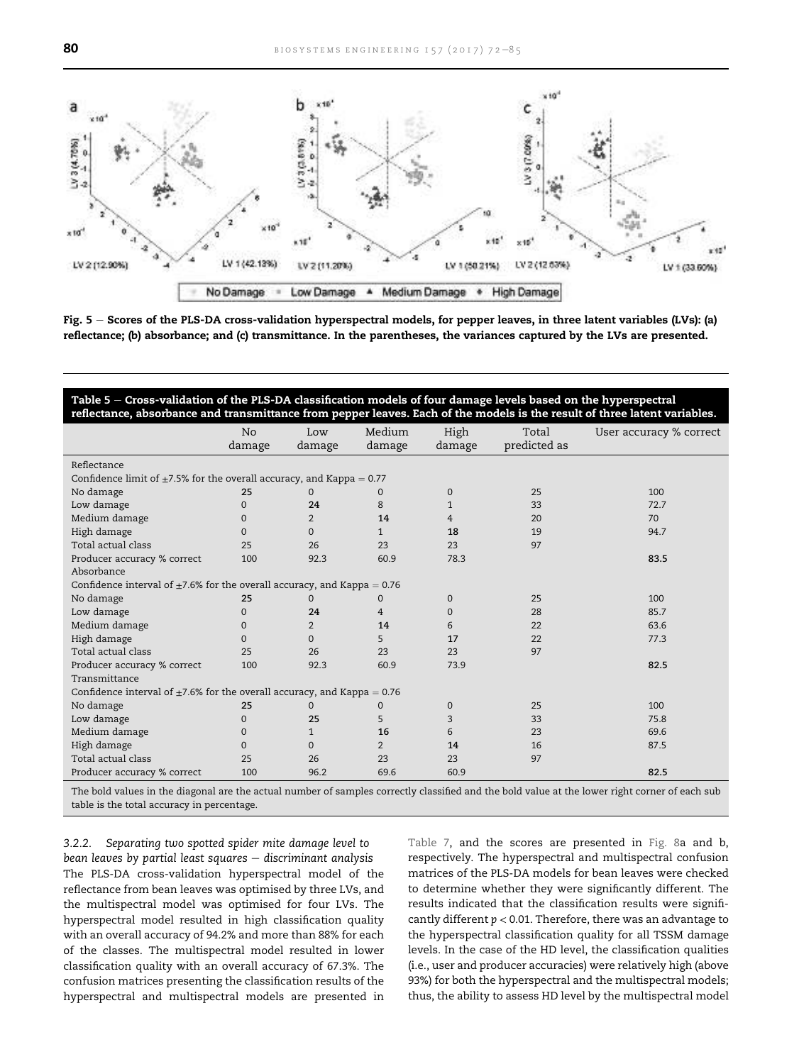Fig. 5 — Scores of the PLS-DA cross-validation hyperspectral models, for pepper leaves, in three latent variables (LVs): (a) reflectance; (b) absorbance; and (c) transmittance. In the parentheses, the variances captured by the LVs are presented.

**Table 5 — Cross-validation of the PLS-DA classification models of four damage levels based on the hyperspectral reflectance, absorbance and transmittance from pepper leaves. Each of the models is the result of three latent variables.**

| | No damage | Low damage | Medium damage | High damage | Total predicted as | User accuracy % correct |
|---|---|---|---|---|---|---|
| Reflectance | | | | | | |
| Confidence limit of ±7.5% for the overall accuracy, and Kappa = 0.77 | | | | | | |
| No damage | **25** | 0 | 0 | 0 | 25 | 100 |
| Low damage | 0 | **24** | 8 | 1 | 33 | 72.7 |
| Medium damage | 0 | 2 | **14** | 4 | 20 | 70 |
| High damage | 0 | 0 | 1 | **18** | 19 | 94.7 |
| Total actual class | 25 | 26 | 23 | 23 | 97 | |
| Producer accuracy % correct | 100 | 92.3 | 60.9 | 78.3 | | **83.5** |
| Absorbance | | | | | | |
| Confidence interval of ±7.6% for the overall accuracy, and Kappa = 0.76 | | | | | | |
| No damage | **25** | 0 | 0 | 0 | 25 | 100 |
| Low damage | 0 | **24** | 4 | 0 | 28 | 85.7 |
| Medium damage | 0 | 2 | **14** | 6 | 22 | 63.6 |
| High damage | 0 | 0 | 5 | **17** | 22 | 77.3 |
| Total actual class | 25 | 26 | 23 | 23 | 97 | |
| Producer accuracy % correct | 100 | 92.3 | 60.9 | 73.9 | | **82.5** |
| Transmittance | | | | | | |
| Confidence interval of ±7.6% for the overall accuracy, and Kappa = 0.76 | | | | | | |
| No damage | **25** | 0 | 0 | 0 | 25 | 100 |
| Low damage | 0 | **25** | 5 | 3 | 33 | 75.8 |
| Medium damage | 0 | 1 | **16** | 6 | 23 | 69.6 |
| High damage | 0 | 0 | 2 | **14** | 16 | 87.5 |
| Total actual class | 25 | 26 | 23 | 23 | 97 | |
| Producer accuracy % correct | 100 | 96.2 | 69.6 | 60.9 | | **82.5** |

The bold values in the diagonal are the actual number of samples correctly classified and the bold value at the lower right corner of each sub table is the total accuracy in percentage.

### 3.2.2. Separating two spotted spider mite damage level to bean leaves by partial least squares — discriminant analysis

The PLS-DA cross-validation hyperspectral model of the reflectance from bean leaves was optimised by three LVs, and the multispectral model was optimised for four LVs. The hyperspectral model resulted in high classification quality with an overall accuracy of 94.2% and more than 88% for each of the classes. The multispectral model resulted in lower classification quality with an overall accuracy of 67.3%. The confusion matrices presenting the classification results of the hyperspectral and multispectral models are presented in Table 7, and the scores are presented in Fig. 8a and b, respectively. The hyperspectral and multispectral confusion matrices of the PLS-DA models for bean leaves were checked to determine whether they were significantly different. The results indicated that the classification results were significantly different $p < 0.01$. Therefore, there was an advantage to the hyperspectral classification quality for all TSSM damage levels. In the case of the HD level, the classification qualities (i.e., user and producer accuracies) were relatively high (above 93%) for both the hyperspectral and the multispectral models; thus, the ability to assess HD level by the multispectral model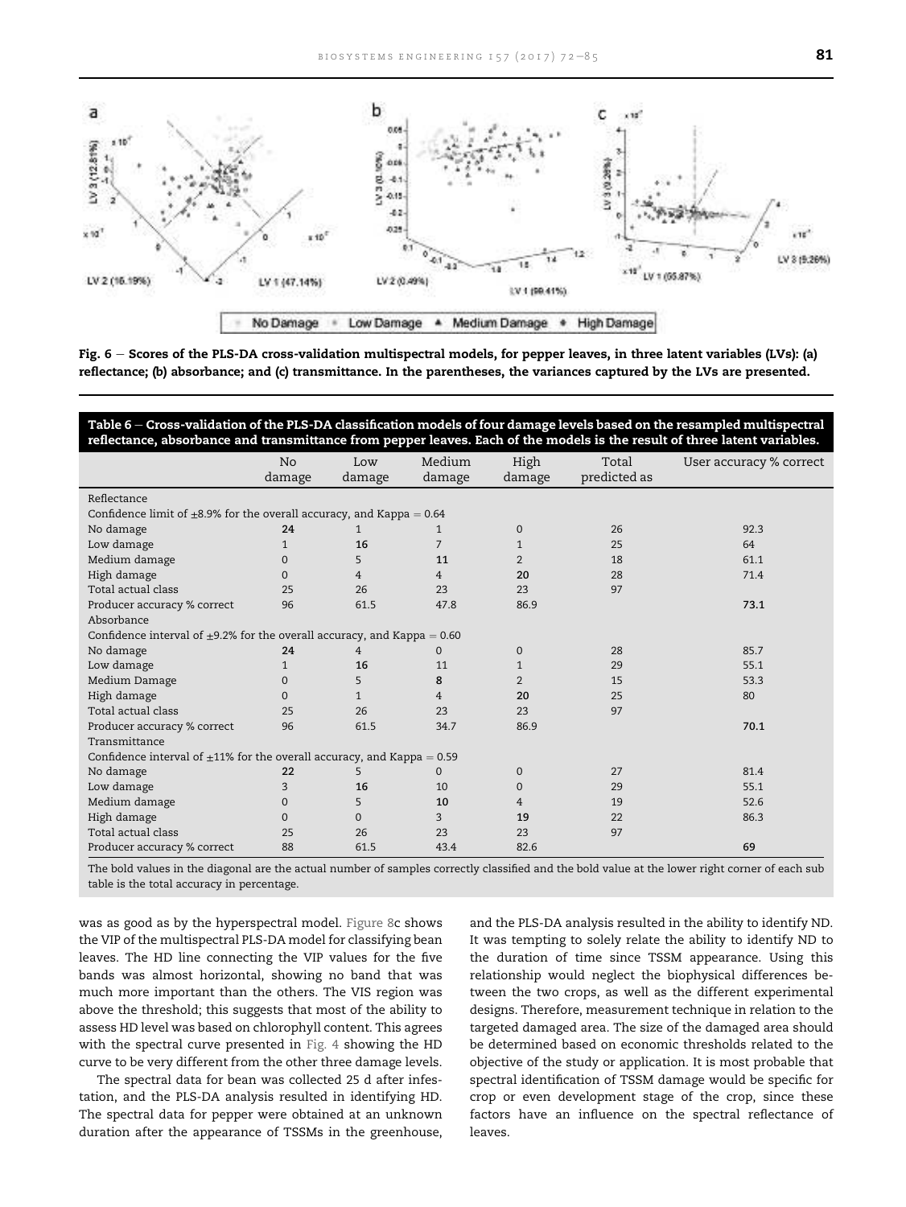Fig. 6 — Scores of the PLS-DA cross-validation multispectral models, for pepper leaves, in three latent variables (LVs): (a) reflectance; (b) absorbance; and (c) transmittance. In the parentheses, the variances captured by the LVs are presented.

**Table 6 — Cross-validation of the PLS-DA classification models of four damage levels based on the resampled multispectral reflectance, absorbance and transmittance from pepper leaves. Each of the models is the result of three latent variables.**

| | No damage | Low damage | Medium damage | High damage | Total predicted as | User accuracy % correct |
|---|---|---|---|---|---|---|
| Reflectance | | | | | | |
| Confidence limit of ±8.9% for the overall accuracy, and Kappa = 0.64 | | | | | | |
| No damage | **24** | 1 | 1 | 0 | 26 | 92.3 |
| Low damage | 1 | **16** | 7 | 1 | 25 | 64 |
| Medium damage | 0 | 5 | **11** | 2 | 18 | 61.1 |
| High damage | 0 | 4 | 4 | **20** | 28 | 71.4 |
| Total actual class | 25 | 26 | 23 | 23 | 97 | |
| Producer accuracy % correct | 96 | 61.5 | 47.8 | 86.9 | | **73.1** |
| Absorbance | | | | | | |
| Confidence interval of ±9.2% for the overall accuracy, and Kappa = 0.60 | | | | | | |
| No damage | **24** | 4 | 0 | 0 | 28 | 85.7 |
| Low damage | 1 | **16** | 11 | 1 | 29 | 55.1 |
| Medium Damage | 0 | 5 | **8** | 2 | 15 | 53.3 |
| High damage | 0 | 1 | 4 | **20** | 25 | 80 |
| Total actual class | 25 | 26 | 23 | 23 | 97 | |
| Producer accuracy % correct | 96 | 61.5 | 34.7 | 86.9 | | **70.1** |
| Transmittance | | | | | | |
| Confidence interval of ±11% for the overall accuracy, and Kappa = 0.59 | | | | | | |
| No damage | **22** | 5 | 0 | 0 | 27 | 81.4 |
| Low damage | 3 | **16** | 10 | 0 | 29 | 55.1 |
| Medium damage | 0 | 5 | **10** | 4 | 19 | 52.6 |
| High damage | 0 | 0 | 3 | **19** | 22 | 86.3 |
| Total actual class | 25 | 26 | 23 | 23 | 97 | |
| Producer accuracy % correct | 88 | 61.5 | 43.4 | 82.6 | | **69** |

The bold values in the diagonal are the actual number of samples correctly classified and the bold value at the lower right corner of each sub table is the total accuracy in percentage.

was as good as by the hyperspectral model. Figure 8c shows the VIP of the multispectral PLS-DA model for classifying bean leaves. The HD line connecting the VIP values for the five bands was almost horizontal, showing no band that was much more important than the others. The VIS region was above the threshold; this suggests that most of the ability to assess HD level was based on chlorophyll content. This agrees with the spectral curve presented in Fig. 4 showing the HD curve to be very different from the other three damage levels.

The spectral data for bean was collected 25 d after infestation, and the PLS-DA analysis resulted in identifying HD. The spectral data for pepper were obtained at an unknown duration after the appearance of TSSMs in the greenhouse, and the PLS-DA analysis resulted in the ability to identify ND. It was tempting to solely relate the ability to identify ND to the duration of time since TSSM appearance. Using this relationship would neglect the biophysical differences between the two crops, as well as the different experimental designs. Therefore, measurement technique in relation to the targeted damaged area. The size of the damaged area should be determined based on economic thresholds related to the objective of the study or application. It is most probable that spectral identification of TSSM damage would be specific for crop or even development stage of the crop, since these factors have an influence on the spectral reflectance of leaves.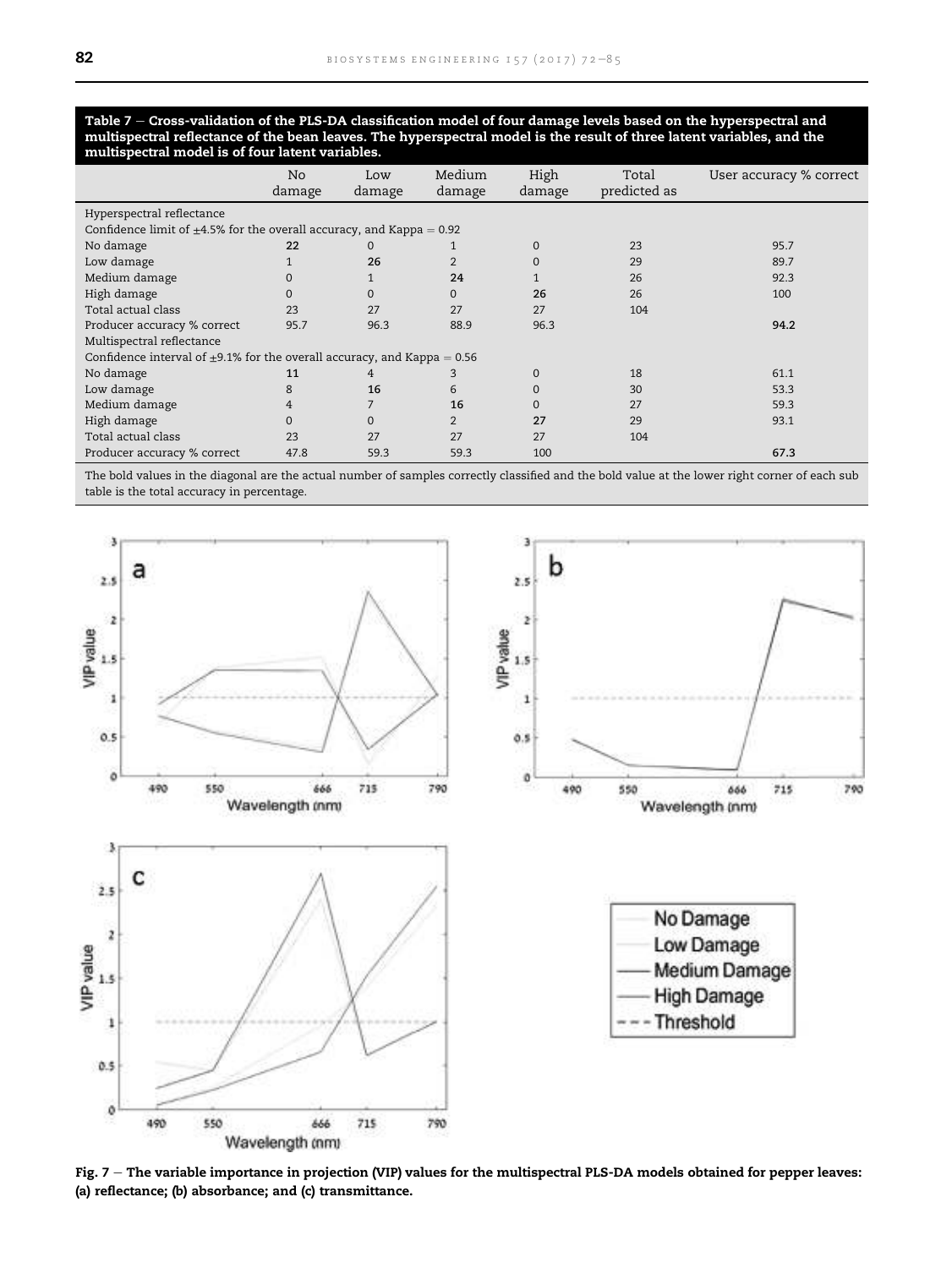**Table 7 – Cross-validation of the PLS-DA classification model of four damage levels based on the hyperspectral and multispectral reflectance of the bean leaves. The hyperspectral model is the result of three latent variables, and the multispectral model is of four latent variables.**

| | No damage | Low damage | Medium damage | High damage | Total predicted as | User accuracy % correct |
|---|---|---|---|---|---|---|
| Hyperspectral reflectance | | | | | | |
| Confidence limit of ±4.5% for the overall accuracy, and Kappa = 0.92 | | | | | | |
| No damage | **22** | 0 | 1 | 0 | 23 | 95.7 |
| Low damage | 1 | **26** | 2 | 0 | 29 | 89.7 |
| Medium damage | 0 | 1 | **24** | 1 | 26 | 92.3 |
| High damage | 0 | 0 | 0 | **26** | 26 | 100 |
| Total actual class | 23 | 27 | 27 | 27 | 104 | |
| Producer accuracy % correct | 95.7 | 96.3 | 88.9 | 96.3 | | **94.2** |
| Multispectral reflectance | | | | | | |
| Confidence interval of ±9.1% for the overall accuracy, and Kappa = 0.56 | | | | | | |
| No damage | **11** | 4 | 3 | 0 | 18 | 61.1 |
| Low damage | 8 | **16** | 6 | 0 | 30 | 53.3 |
| Medium damage | 4 | 7 | **16** | 0 | 27 | 59.3 |
| High damage | 0 | 0 | 2 | **27** | 29 | 93.1 |
| Total actual class | 23 | 27 | 27 | 27 | 104 | |
| Producer accuracy % correct | 47.8 | 59.3 | 59.3 | 100 | | **67.3** |

The bold values in the diagonal are the actual number of samples correctly classified and the bold value at the lower right corner of each sub table is the total accuracy in percentage.

**Fig. 7 – The variable importance in projection (VIP) values for the multispectral PLS-DA models obtained for pepper leaves: (a) reflectance; (b) absorbance; and (c) transmittance.**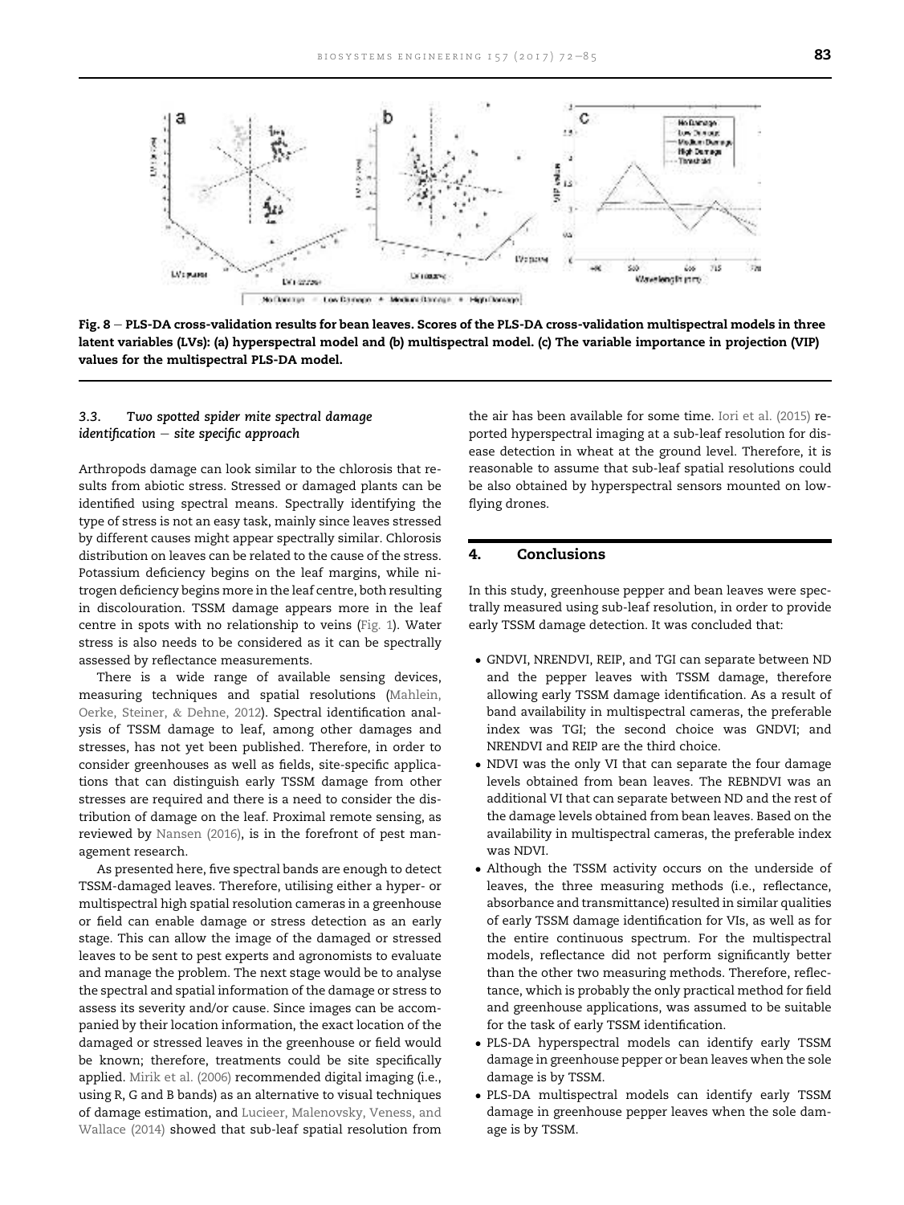a

LV3 (xx%)

LV1 (xx%)

LV2 (xx%)

b

LV3 (xx%)

LV1 (xx%)

LV2 (xx%)

c

No Damage

Low Damage

Medium Damage

High Damage

Threshold

VIP value

Wavelength (nm)

No Damage · Low Damage · Medium Damage · High Damage

**Fig. 8 – PLS-DA cross-validation results for bean leaves. Scores of the PLS-DA cross-validation multispectral models in three latent variables (LVs): (a) hyperspectral model and (b) multispectral model. (c) The variable importance in projection (VIP) values for the multispectral PLS-DA model.**

### 3.3. *Two spotted spider mite spectral damage identification – site specific approach*

Arthropods damage can look similar to the chlorosis that results from abiotic stress. Stressed or damaged plants can be identified using spectral means. Spectrally identifying the type of stress is not an easy task, mainly since leaves stressed by different causes might appear spectrally similar. Chlorosis distribution on leaves can be related to the cause of the stress. Potassium deficiency begins on the leaf margins, while nitrogen deficiency begins more in the leaf centre, both resulting in discolouration. TSSM damage appears more in the leaf centre in spots with no relationship to veins (Fig. 1). Water stress is also needs to be considered as it can be spectrally assessed by reflectance measurements.

There is a wide range of available sensing devices, measuring techniques and spatial resolutions (Mahlein, Oerke, Steiner, & Dehne, 2012). Spectral identification analysis of TSSM damage to leaf, among other damages and stresses, has not yet been published. Therefore, in order to consider greenhouses as well as fields, site-specific applications that can distinguish early TSSM damage from other stresses are required and there is a need to consider the distribution of damage on the leaf. Proximal remote sensing, as reviewed by Nansen (2016), is in the forefront of pest management research.

As presented here, five spectral bands are enough to detect TSSM-damaged leaves. Therefore, utilising either a hyper- or multispectral high spatial resolution cameras in a greenhouse or field can enable damage or stress detection as an early stage. This can allow the image of the damaged or stressed leaves to be sent to pest experts and agronomists to evaluate and manage the problem. The next stage would be to analyse the spectral and spatial information of the damage or stress to assess its severity and/or cause. Since images can be accompanied by their location information, the exact location of the damaged or stressed leaves in the greenhouse or field would be known; therefore, treatments could be site specifically applied. Mirik et al. (2006) recommended digital imaging (i.e., using R, G and B bands) as an alternative to visual techniques of damage estimation, and Lucieer, Malenovsky, Veness, and Wallace (2014) showed that sub-leaf spatial resolution from the air has been available for some time. Iori et al. (2015) reported hyperspectral imaging at a sub-leaf resolution for disease detection in wheat at the ground level. Therefore, it is reasonable to assume that sub-leaf spatial resolutions could be also obtained by hyperspectral sensors mounted on low-flying drones.

## 4. Conclusions

In this study, greenhouse pepper and bean leaves were spectrally measured using sub-leaf resolution, in order to provide early TSSM damage detection. It was concluded that:

- GNDVI, NRENDVI, REIP, and TGI can separate between ND and the pepper leaves with TSSM damage, therefore allowing early TSSM damage identification. As a result of band availability in multispectral cameras, the preferable index was TGI; the second choice was GNDVI; and NRENDVI and REIP are the third choice.
- NDVI was the only VI that can separate the four damage levels obtained from bean leaves. The REBNDVI was an additional VI that can separate between ND and the rest of the damage levels obtained from bean leaves. Based on the availability in multispectral cameras, the preferable index was NDVI.
- Although the TSSM activity occurs on the underside of leaves, the three measuring methods (i.e., reflectance, absorbance and transmittance) resulted in similar qualities of early TSSM damage identification for VIs, as well as for the entire continuous spectrum. For the multispectral models, reflectance did not perform significantly better than the other two measuring methods. Therefore, reflectance, which is probably the only practical method for field and greenhouse applications, was assumed to be suitable for the task of early TSSM identification.
- PLS-DA hyperspectral models can identify early TSSM damage in greenhouse pepper or bean leaves when the sole damage is by TSSM.
- PLS-DA multispectral models can identify early TSSM damage in greenhouse pepper leaves when the sole damage is by TSSM.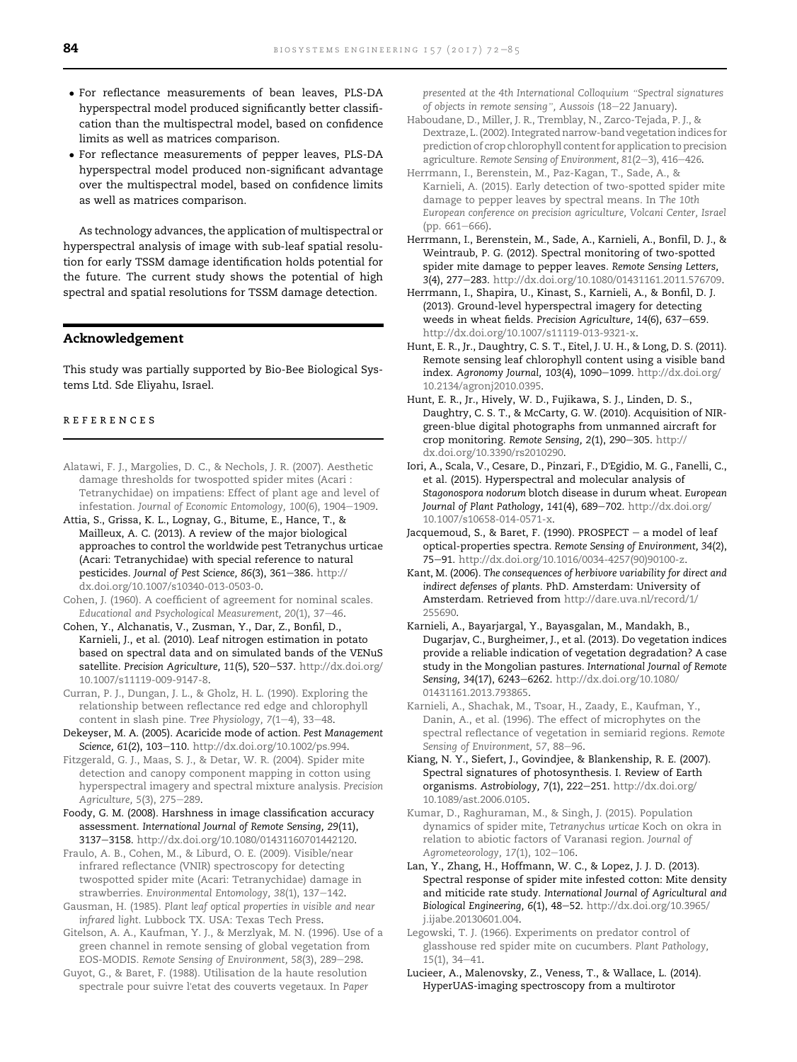- For reflectance measurements of bean leaves, PLS-DA hyperspectral model produced significantly better classification than the multispectral model, based on confidence limits as well as matrices comparison.
- For reflectance measurements of pepper leaves, PLS-DA hyperspectral model produced non-significant advantage over the multispectral model, based on confidence limits as well as matrices comparison.

As technology advances, the application of multispectral or hyperspectral analysis of image with sub-leaf spatial resolution for early TSSM damage identification holds potential for the future. The current study shows the potential of high spectral and spatial resolutions for TSSM damage detection.

## Acknowledgement

This study was partially supported by Bio-Bee Biological Systems Ltd. Sde Eliyahu, Israel.

## REFERENCES

Alatawi, F. J., Margolies, D. C., & Nechols, J. R. (2007). Aesthetic damage thresholds for twospotted spider mites (Acari : Tetranychidae) on impatiens: Effect of plant age and level of infestation. *Journal of Economic Entomology, 100*(6), 1904–1909.

Attia, S., Grissa, K. L., Lognay, G., Bitume, E., Hance, T., & Mailleux, A. C. (2013). A review of the major biological approaches to control the worldwide pest Tetranychus urticae (Acari: Tetranychidae) with special reference to natural pesticides. *Journal of Pest Science, 86*(3), 361–386. http://dx.doi.org/10.1007/s10340-013-0503-0.

Cohen, J. (1960). A coefficient of agreement for nominal scales. *Educational and Psychological Measurement, 20*(1), 37–46.

Cohen, Y., Alchanatis, V., Zusman, Y., Dar, Z., Bonfil, D., Karnieli, J., et al. (2010). Leaf nitrogen estimation in potato based on spectral data and on simulated bands of the VENuS satellite. *Precision Agriculture, 11*(5), 520–537. http://dx.doi.org/10.1007/s11119-009-9147-8.

Curran, P. J., Dungan, J. L., & Gholz, H. L. (1990). Exploring the relationship between reflectance red edge and chlorophyll content in slash pine. *Tree Physiology, 7*(1–4), 33–48.

Dekeyser, M. A. (2005). Acaricide mode of action. *Pest Management Science, 61*(2), 103–110. http://dx.doi.org/10.1002/ps.994.

Fitzgerald, G. J., Maas, S. J., & Detar, W. R. (2004). Spider mite detection and canopy component mapping in cotton using hyperspectral imagery and spectral mixture analysis. *Precision Agriculture, 5*(3), 275–289.

Foody, G. M. (2008). Harshness in image classification accuracy assessment. *International Journal of Remote Sensing, 29*(11), 3137–3158. http://dx.doi.org/10.1080/01431160701442120.

Fraulo, A. B., Cohen, M., & Liburd, O. E. (2009). Visible/near infrared reflectance (VNIR) spectroscopy for detecting twospotted spider mite (Acari: Tetranychidae) damage in strawberries. *Environmental Entomology, 38*(1), 137–142.

Gausman, H. (1985). *Plant leaf optical properties in visible and near infrared light*. Lubbock TX. USA: Texas Tech Press.

Gitelson, A. A., Kaufman, Y. J., & Merzlyak, M. N. (1996). Use of a green channel in remote sensing of global vegetation from EOS-MODIS. *Remote Sensing of Environment, 58*(3), 289–298.

Guyot, G., & Baret, F. (1988). Utilisation de la haute resolution spectrale pour suivre l'etat des couverts vegetaux. In *Paper presented at the 4th International Colloquium "Spectral signatures of objects in remote sensing", Aussois* (18–22 January).

Haboudane, D., Miller, J. R., Tremblay, N., Zarco-Tejada, P. J., & Dextraze, L. (2002). Integrated narrow-band vegetation indices for prediction of crop chlorophyll content for application to precision agriculture. *Remote Sensing of Environment, 81*(2–3), 416–426.

Herrmann, I., Berenstein, M., Paz-Kagan, T., Sade, A., & Karnieli, A. (2015). Early detection of two-spotted spider mite damage to pepper leaves by spectral means. In *The 10th European conference on precision agriculture, Volcani Center, Israel* (pp. 661–666).

Herrmann, I., Berenstein, M., Sade, A., Karnieli, A., Bonfil, D. J., & Weintraub, P. G. (2012). Spectral monitoring of two-spotted spider mite damage to pepper leaves. *Remote Sensing Letters, 3*(4), 277–283. http://dx.doi.org/10.1080/01431161.2011.576709.

Herrmann, I., Shapira, U., Kinast, S., Karnieli, A., & Bonfil, D. J. (2013). Ground-level hyperspectral imagery for detecting weeds in wheat fields. *Precision Agriculture, 14*(6), 637–659. http://dx.doi.org/10.1007/s11119-013-9321-x.

Hunt, E. R., Jr., Daughtry, C. S. T., Eitel, J. U. H., & Long, D. S. (2011). Remote sensing leaf chlorophyll content using a visible band index. *Agronomy Journal, 103*(4), 1090–1099. http://dx.doi.org/10.2134/agronj2010.0395.

Hunt, E. R., Jr., Hively, W. D., Fujikawa, S. J., Linden, D. S., Daughtry, C. S. T., & McCarty, G. W. (2010). Acquisition of NIR-green-blue digital photographs from unmanned aircraft for crop monitoring. *Remote Sensing, 2*(1), 290–305. http://dx.doi.org/10.3390/rs2010290.

Iori, A., Scala, V., Cesare, D., Pinzari, F., D'Egidio, M. G., Fanelli, C., et al. (2015). Hyperspectral and molecular analysis of *Stagonospora nodorum* blotch disease in durum wheat. *European Journal of Plant Pathology, 141*(4), 689–702. http://dx.doi.org/10.1007/s10658-014-0571-x.

Jacquemoud, S., & Baret, F. (1990). PROSPECT – a model of leaf optical-properties spectra. *Remote Sensing of Environment, 34*(2), 75–91. http://dx.doi.org/10.1016/0034-4257(90)90100-z.

Kant, M. (2006). *The consequences of herbivore variability for direct and indirect defenses of plants*. PhD. Amsterdam: University of Amsterdam. Retrieved from http://dare.uva.nl/record/1/255690.

Karnieli, A., Bayarjargal, Y., Bayasgalan, M., Mandakh, B., Dugarjav, C., Burgheimer, J., et al. (2013). Do vegetation indices provide a reliable indication of vegetation degradation? A case study in the Mongolian pastures. *International Journal of Remote Sensing, 34*(17), 6243–6262. http://dx.doi.org/10.1080/01431161.2013.793865.

Karnieli, A., Shachak, M., Tsoar, H., Zaady, E., Kaufman, Y., Danin, A., et al. (1996). The effect of microphytes on the spectral reflectance of vegetation in semiarid regions. *Remote Sensing of Environment, 57*, 88–96.

Kiang, N. Y., Siefert, J., Govindjee, & Blankenship, R. E. (2007). Spectral signatures of photosynthesis. I. Review of Earth organisms. *Astrobiology, 7*(1), 222–251. http://dx.doi.org/10.1089/ast.2006.0105.

Kumar, D., Raghuraman, M., & Singh, J. (2015). Population dynamics of spider mite, *Tetranychus urticae* Koch on okra in relation to abiotic factors of Varanasi region. *Journal of Agrometeorology, 17*(1), 102–106.

Lan, Y., Zhang, H., Hoffmann, W. C., & Lopez, J. J. D. (2013). Spectral response of spider mite infested cotton: Mite density and miticide rate study. *International Journal of Agricultural and Biological Engineering, 6*(1), 48–52. http://dx.doi.org/10.3965/j.ijabe.20130601.004.

Legowski, T. J. (1966). Experiments on predator control of glasshouse red spider mite on cucumbers. *Plant Pathology, 15*(1), 34–41.

Lucieer, A., Malenovsky, Z., Veness, T., & Wallace, L. (2014). HyperUAS-imaging spectroscopy from a multirotor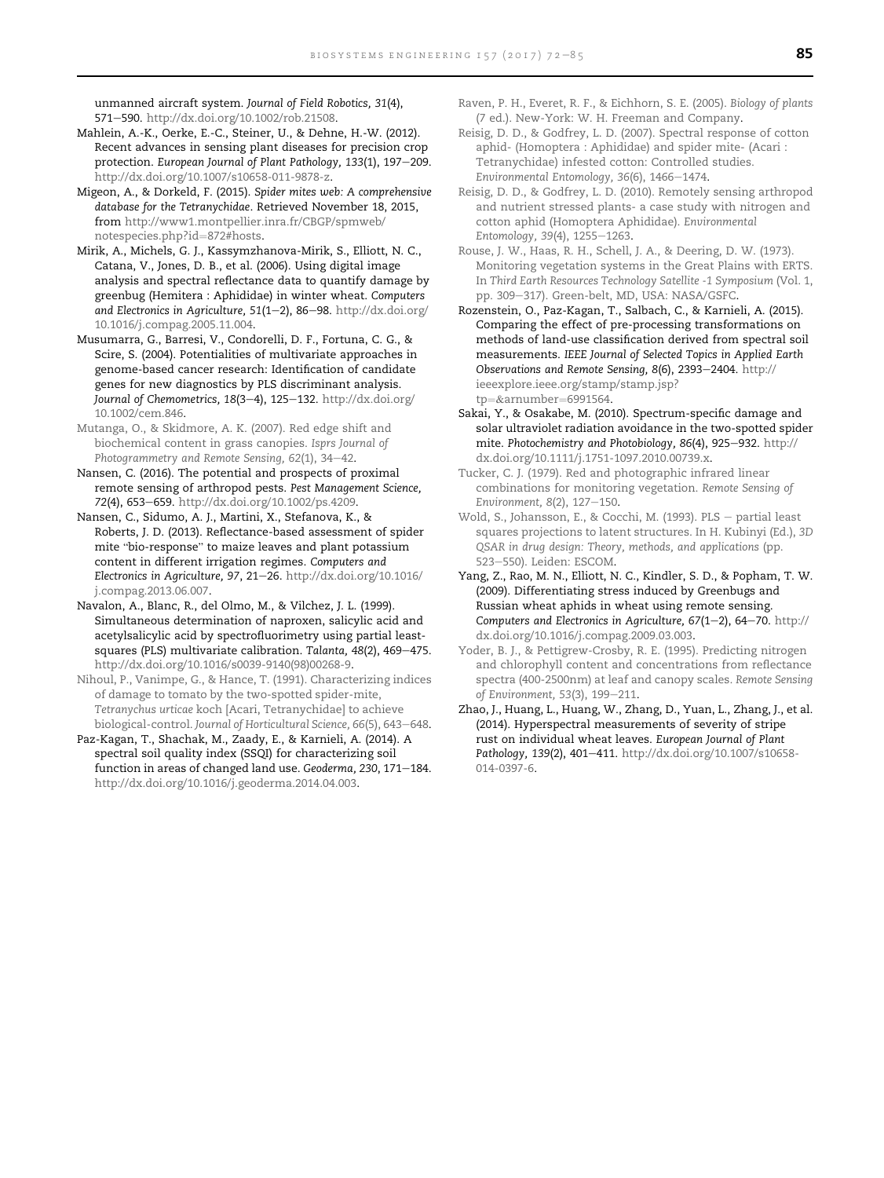unmanned aircraft system. *Journal of Field Robotics, 31*(4), 571–590. http://dx.doi.org/10.1002/rob.21508.

Mahlein, A.-K., Oerke, E.-C., Steiner, U., & Dehne, H.-W. (2012). Recent advances in sensing plant diseases for precision crop protection. *European Journal of Plant Pathology, 133*(1), 197–209. http://dx.doi.org/10.1007/s10658-011-9878-z.

Migeon, A., & Dorkeld, F. (2015). *Spider mites web: A comprehensive database for the Tetranychidae*. Retrieved November 18, 2015, from http://www1.montpellier.inra.fr/CBGP/spmweb/notespecies.php?id=872#hosts.

Mirik, A., Michels, G. J., Kassymzhanova-Mirik, S., Elliott, N. C., Catana, V., Jones, D. B., et al. (2006). Using digital image analysis and spectral reflectance data to quantify damage by greenbug (Hemitera : Aphididae) in winter wheat. *Computers and Electronics in Agriculture, 51*(1–2), 86–98. http://dx.doi.org/10.1016/j.compag.2005.11.004.

Musumarra, G., Barresi, V., Condorelli, D. F., Fortuna, C. G., & Scire, S. (2004). Potentialities of multivariate approaches in genome-based cancer research: Identification of candidate genes for new diagnostics by PLS discriminant analysis. *Journal of Chemometrics, 18*(3–4), 125–132. http://dx.doi.org/10.1002/cem.846.

Mutanga, O., & Skidmore, A. K. (2007). Red edge shift and biochemical content in grass canopies. *Isprs Journal of Photogrammetry and Remote Sensing, 62*(1), 34–42.

Nansen, C. (2016). The potential and prospects of proximal remote sensing of arthropod pests. *Pest Management Science, 72*(4), 653–659. http://dx.doi.org/10.1002/ps.4209.

Nansen, C., Sidumo, A. J., Martini, X., Stefanova, K., & Roberts, J. D. (2013). Reflectance-based assessment of spider mite "bio-response" to maize leaves and plant potassium content in different irrigation regimes. *Computers and Electronics in Agriculture, 97*, 21–26. http://dx.doi.org/10.1016/j.compag.2013.06.007.

Navalon, A., Blanc, R., del Olmo, M., & Vilchez, J. L. (1999). Simultaneous determination of naproxen, salicylic acid and acetylsalicylic acid by spectrofluorimetry using partial least-squares (PLS) multivariate calibration. *Talanta, 48*(2), 469–475. http://dx.doi.org/10.1016/s0039-9140(98)00268-9.

Nihoul, P., Vanimpe, G., & Hance, T. (1991). Characterizing indices of damage to tomato by the two-spotted spider-mite, *Tetranychus urticae* koch [Acari, Tetranychidae] to achieve biological-control. *Journal of Horticultural Science, 66*(5), 643–648.

Paz-Kagan, T., Shachak, M., Zaady, E., & Karnieli, A. (2014). A spectral soil quality index (SSQI) for characterizing soil function in areas of changed land use. *Geoderma, 230*, 171–184. http://dx.doi.org/10.1016/j.geoderma.2014.04.003.

Raven, P. H., Everet, R. F., & Eichhorn, S. E. (2005). *Biology of plants* (7 ed.). New-York: W. H. Freeman and Company.

Reisig, D. D., & Godfrey, L. D. (2007). Spectral response of cotton aphid- (Homoptera : Aphididae) and spider mite- (Acari : Tetranychidae) infested cotton: Controlled studies. *Environmental Entomology, 36*(6), 1466–1474.

Reisig, D. D., & Godfrey, L. D. (2010). Remotely sensing arthropod and nutrient stressed plants- a case study with nitrogen and cotton aphid (Homoptera Aphididae). *Environmental Entomology, 39*(4), 1255–1263.

Rouse, J. W., Haas, R. H., Schell, J. A., & Deering, D. W. (1973). Monitoring vegetation systems in the Great Plains with ERTS. In *Third Earth Resources Technology Satellite -1 Symposium* (Vol. 1, pp. 309–317). Green-belt, MD, USA: NASA/GSFC.

Rozenstein, O., Paz-Kagan, T., Salbach, C., & Karnieli, A. (2015). Comparing the effect of pre-processing transformations on methods of land-use classification derived from spectral soil measurements. *IEEE Journal of Selected Topics in Applied Earth Observations and Remote Sensing, 8*(6), 2393–2404. http://ieeexplore.ieee.org/stamp/stamp.jsp?tp=&arnumber=6991564.

Sakai, Y., & Osakabe, M. (2010). Spectrum-specific damage and solar ultraviolet radiation avoidance in the two-spotted spider mite. *Photochemistry and Photobiology, 86*(4), 925–932. http://dx.doi.org/10.1111/j.1751-1097.2010.00739.x.

Tucker, C. J. (1979). Red and photographic infrared linear combinations for monitoring vegetation. *Remote Sensing of Environment, 8*(2), 127–150.

Wold, S., Johansson, E., & Cocchi, M. (1993). PLS – partial least squares projections to latent structures. In H. Kubinyi (Ed.), *3D QSAR in drug design: Theory, methods, and applications* (pp. 523–550). Leiden: ESCOM.

Yang, Z., Rao, M. N., Elliott, N. C., Kindler, S. D., & Popham, T. W. (2009). Differentiating stress induced by Greenbugs and Russian wheat aphids in wheat using remote sensing. *Computers and Electronics in Agriculture, 67*(1–2), 64–70. http://dx.doi.org/10.1016/j.compag.2009.03.003.

Yoder, B. J., & Pettigrew-Crosby, R. E. (1995). Predicting nitrogen and chlorophyll content and concentrations from reflectance spectra (400-2500nm) at leaf and canopy scales. *Remote Sensing of Environment, 53*(3), 199–211.

Zhao, J., Huang, L., Huang, W., Zhang, D., Yuan, L., Zhang, J., et al. (2014). Hyperspectral measurements of severity of stripe rust on individual wheat leaves. *European Journal of Plant Pathology, 139*(2), 401–411. http://dx.doi.org/10.1007/s10658-014-0397-6.